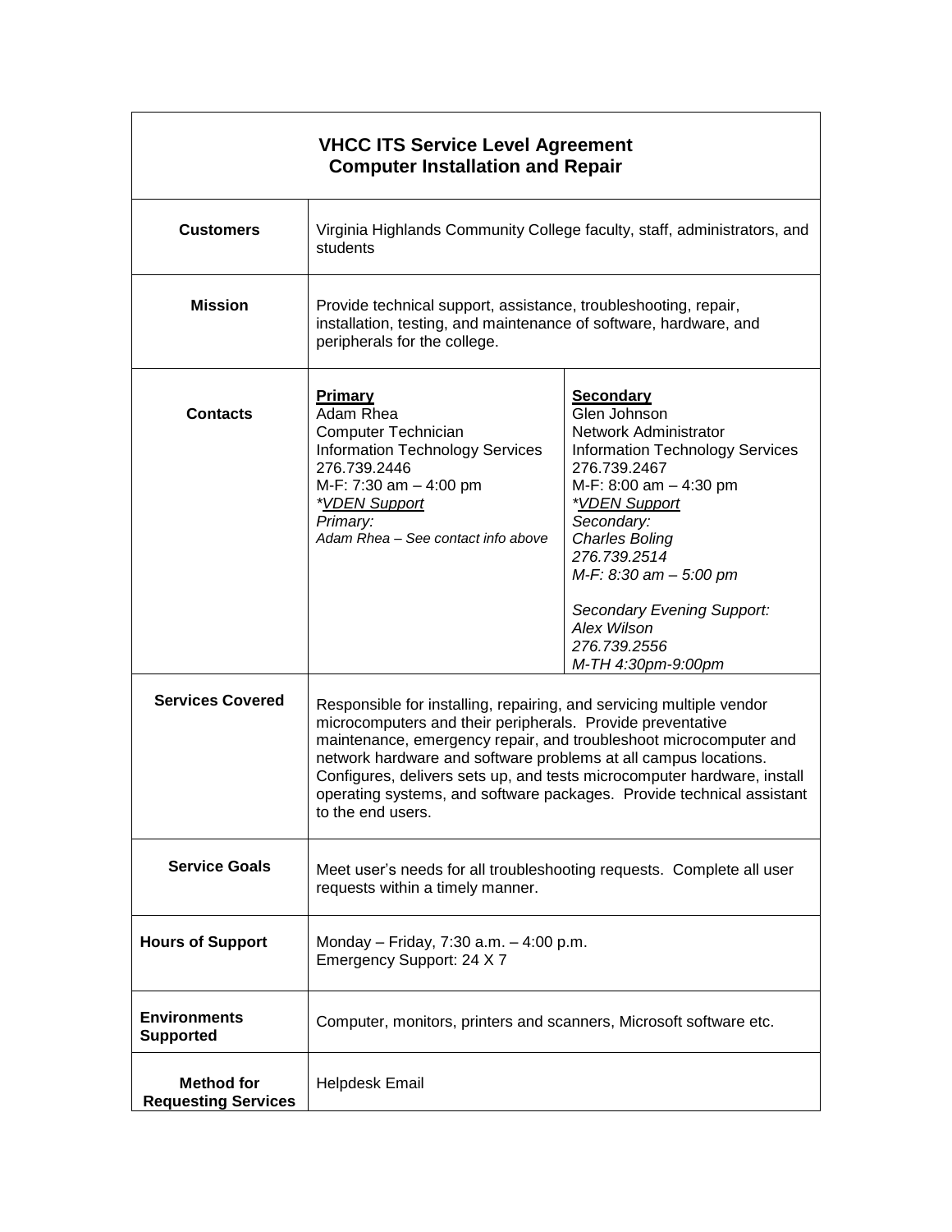| **VHCC ITS Service Level Agreement<br>Computer Installation and Repair** | | |
|---|---|---|
| **Customers** | Virginia Highlands Community College faculty, staff, administrators, and students | |
| **Mission** | Provide technical support, assistance, troubleshooting, repair, installation, testing, and maintenance of software, hardware, and peripherals for the college. | |
| **Contacts** | **<u>Primary</u>**<br>Adam Rhea<br>Computer Technician<br>Information Technology Services<br>276.739.2446<br>M-F: 7:30 am – 4:00 pm<br>*<u>*VDEN Support</u>*<br>*Primary:*<br>*Adam Rhea – See contact info above* | **<u>Secondary</u>**<br>Glen Johnson<br>Network Administrator<br>Information Technology Services<br>276.739.2467<br>M-F: 8:00 am – 4:30 pm<br>*<u>*VDEN Support</u>*<br>*Secondary:*<br>*Charles Boling*<br>*276.739.2514*<br>*M-F: 8:30 am – 5:00 pm*<br><br>*Secondary Evening Support:*<br>*Alex Wilson*<br>*276.739.2556*<br>*M-TH 4:30pm-9:00pm* |
| **Services Covered** | Responsible for installing, repairing, and servicing multiple vendor microcomputers and their peripherals. Provide preventative maintenance, emergency repair, and troubleshoot microcomputer and network hardware and software problems at all campus locations. Configures, delivers sets up, and tests microcomputer hardware, install operating systems, and software packages. Provide technical assistant to the end users. | |
| **Service Goals** | Meet user's needs for all troubleshooting requests. Complete all user requests within a timely manner. | |
| **Hours of Support** | Monday – Friday, 7:30 a.m. – 4:00 p.m.<br>Emergency Support: 24 X 7 | |
| **Environments Supported** | Computer, monitors, printers and scanners, Microsoft software etc. | |
| **Method for Requesting Services** | Helpdesk Email | |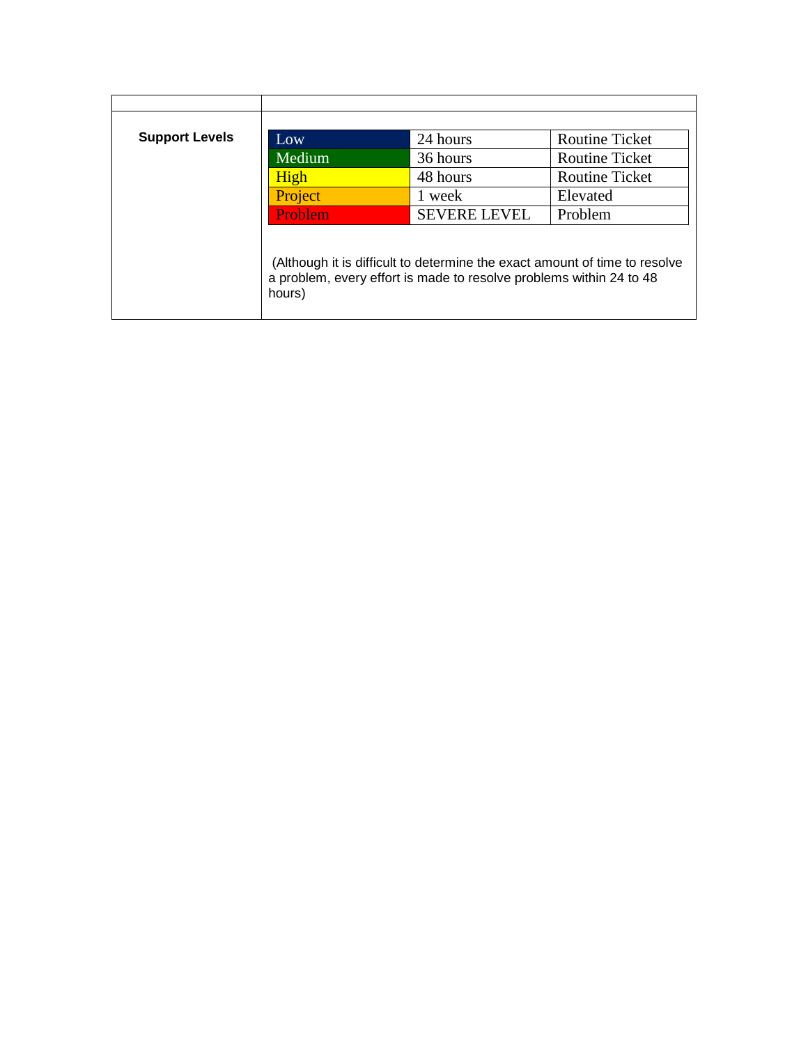| | |
|---|---|
| **Support Levels** | |

| | | |
|---|---|---|
| Low | 24 hours | Routine Ticket |
| Medium | 36 hours | Routine Ticket |
| High | 48 hours | Routine Ticket |
| Project | 1 week | Elevated |
| Problem | SEVERE LEVEL | Problem |

(Although it is difficult to determine the exact amount of time to resolve a problem, every effort is made to resolve problems within 24 to 48 hours)